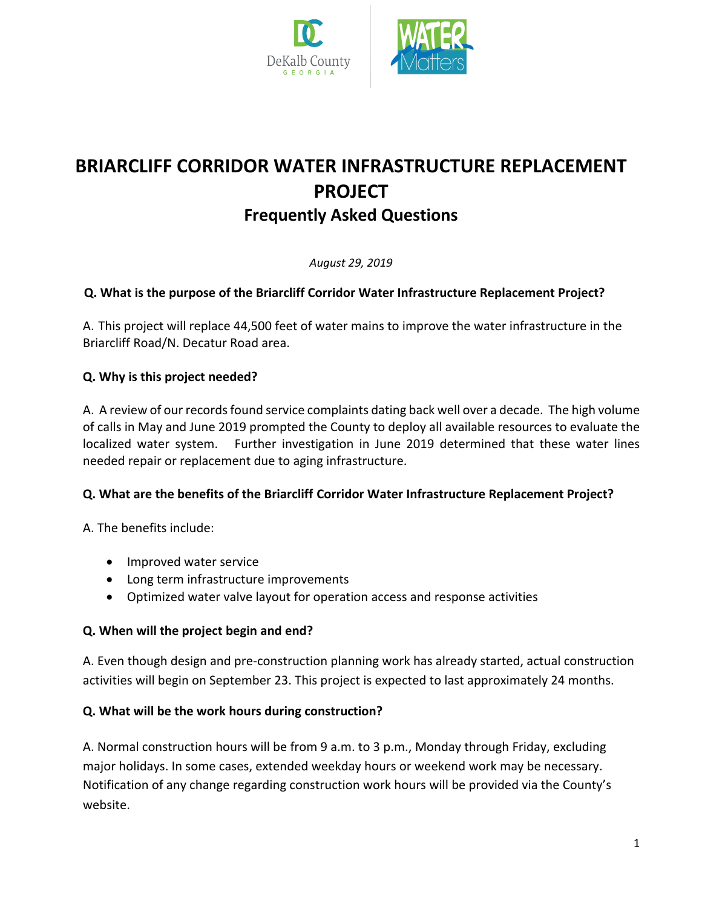# BRIARCLIFF CORRIDOR WATER INFRASTRUCTURE REPLACEMENT PROJECT

## Frequently Asked Questions

*August 29, 2019*

**Q. What is the purpose of the Briarcliff Corridor Water Infrastructure Replacement Project?**

A. This project will replace 44,500 feet of water mains to improve the water infrastructure in the Briarcliff Road/N. Decatur Road area.

**Q. Why is this project needed?**

A. A review of our records found service complaints dating back well over a decade. The high volume of calls in May and June 2019 prompted the County to deploy all available resources to evaluate the localized water system. Further investigation in June 2019 determined that these water lines needed repair or replacement due to aging infrastructure.

**Q. What are the benefits of the Briarcliff Corridor Water Infrastructure Replacement Project?**

A. The benefits include:

- Improved water service
- Long term infrastructure improvements
- Optimized water valve layout for operation access and response activities

**Q. When will the project begin and end?**

A. Even though design and pre-construction planning work has already started, actual construction activities will begin on September 23. This project is expected to last approximately 24 months.

**Q. What will be the work hours during construction?**

A. Normal construction hours will be from 9 a.m. to 3 p.m., Monday through Friday, excluding major holidays. In some cases, extended weekday hours or weekend work may be necessary. Notification of any change regarding construction work hours will be provided via the County's website.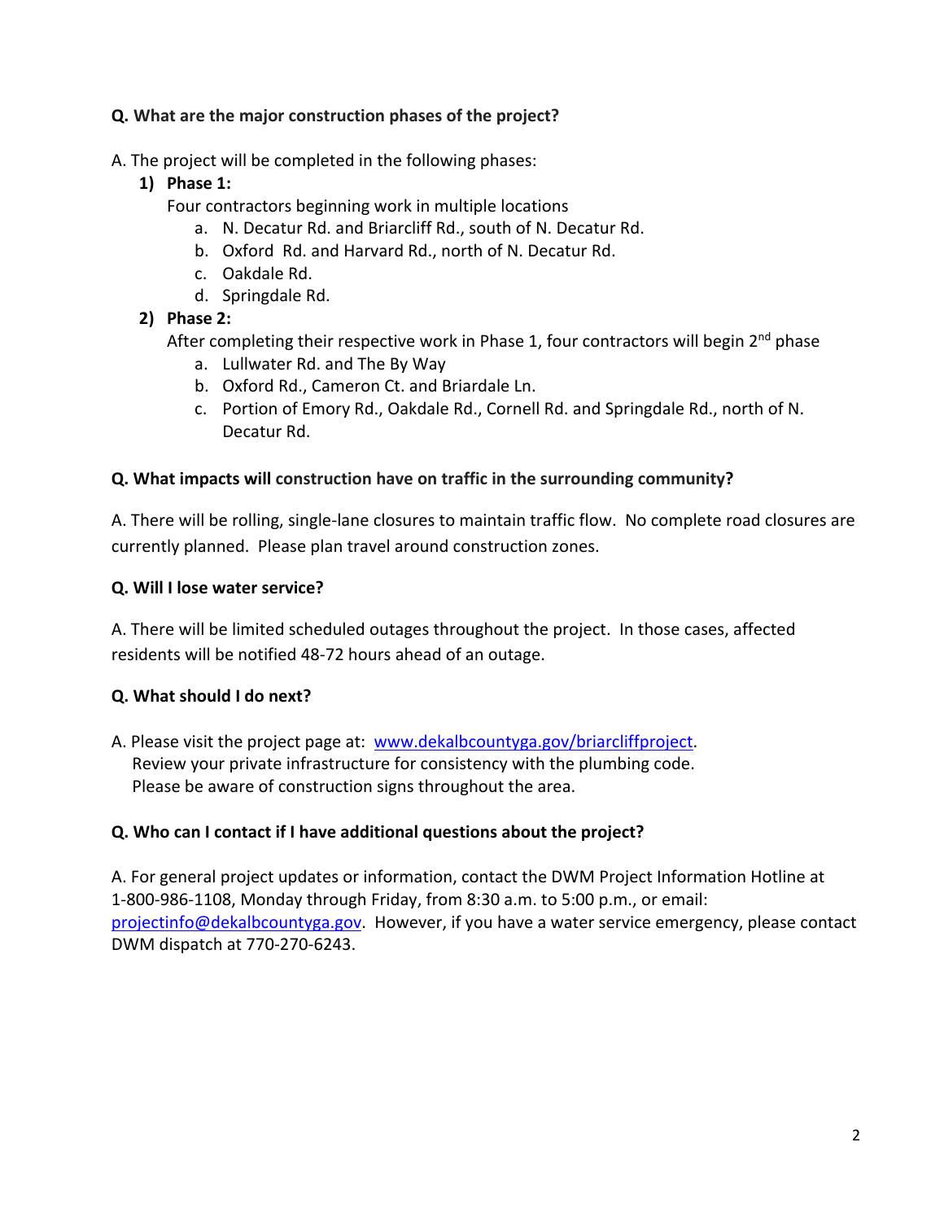**Q. What are the major construction phases of the project?**

A. The project will be completed in the following phases:

1) **Phase 1:**
   Four contractors beginning work in multiple locations
   a. N. Decatur Rd. and Briarcliff Rd., south of N. Decatur Rd.
   b. Oxford Rd. and Harvard Rd., north of N. Decatur Rd.
   c. Oakdale Rd.
   d. Springdale Rd.
2) **Phase 2:**
   After completing their respective work in Phase 1, four contractors will begin 2nd phase
   a. Lullwater Rd. and The By Way
   b. Oxford Rd., Cameron Ct. and Briardale Ln.
   c. Portion of Emory Rd., Oakdale Rd., Cornell Rd. and Springdale Rd., north of N. Decatur Rd.

**Q. What impacts will construction have on traffic in the surrounding community?**

A. There will be rolling, single-lane closures to maintain traffic flow. No complete road closures are currently planned. Please plan travel around construction zones.

**Q. Will I lose water service?**

A. There will be limited scheduled outages throughout the project. In those cases, affected residents will be notified 48-72 hours ahead of an outage.

**Q. What should I do next?**

A. Please visit the project page at: [www.dekalbcountyga.gov/briarcliffproject](http://www.dekalbcountyga.gov/briarcliffproject).
Review your private infrastructure for consistency with the plumbing code.
Please be aware of construction signs throughout the area.

**Q. Who can I contact if I have additional questions about the project?**

A. For general project updates or information, contact the DWM Project Information Hotline at 1-800-986-1108, Monday through Friday, from 8:30 a.m. to 5:00 p.m., or email: [projectinfo@dekalbcountyga.gov](mailto:projectinfo@dekalbcountyga.gov). However, if you have a water service emergency, please contact DWM dispatch at 770-270-6243.